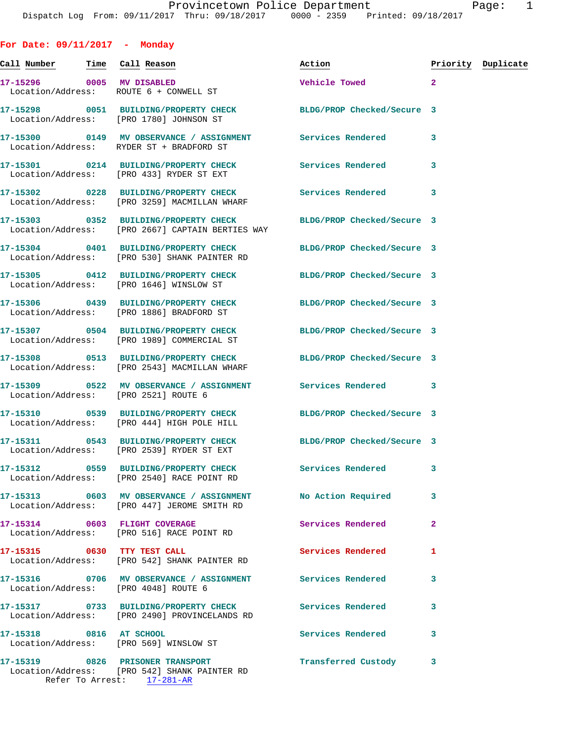Provincetown Police Department
Dispatch Log From: 09/11/2017 Thru: 09/18/2017 0000 - 2359 Printed: 09/18/2017

## For Date: 09/11/2017 - Monday

| Call Number | Time | Call Reason | Action | Priority | Duplicate |
|---|---|---|---|---|---|
| 17-15296 | 0005 | MV DISABLED<br>Location/Address: ROUTE 6 + CONWELL ST | Vehicle Towed | 2 | |
| 17-15298 | 0051 | BUILDING/PROPERTY CHECK<br>Location/Address: [PRO 1780] JOHNSON ST | BLDG/PROP Checked/Secure | 3 | |
| 17-15300 | 0149 | MV OBSERVANCE / ASSIGNMENT<br>Location/Address: RYDER ST + BRADFORD ST | Services Rendered | 3 | |
| 17-15301 | 0214 | BUILDING/PROPERTY CHECK<br>Location/Address: [PRO 433] RYDER ST EXT | Services Rendered | 3 | |
| 17-15302 | 0228 | BUILDING/PROPERTY CHECK<br>Location/Address: [PRO 3259] MACMILLAN WHARF | Services Rendered | 3 | |
| 17-15303 | 0352 | BUILDING/PROPERTY CHECK<br>Location/Address: [PRO 2667] CAPTAIN BERTIES WAY | BLDG/PROP Checked/Secure | 3 | |
| 17-15304 | 0401 | BUILDING/PROPERTY CHECK<br>Location/Address: [PRO 530] SHANK PAINTER RD | BLDG/PROP Checked/Secure | 3 | |
| 17-15305 | 0412 | BUILDING/PROPERTY CHECK<br>Location/Address: [PRO 1646] WINSLOW ST | BLDG/PROP Checked/Secure | 3 | |
| 17-15306 | 0439 | BUILDING/PROPERTY CHECK<br>Location/Address: [PRO 1886] BRADFORD ST | BLDG/PROP Checked/Secure | 3 | |
| 17-15307 | 0504 | BUILDING/PROPERTY CHECK<br>Location/Address: [PRO 1989] COMMERCIAL ST | BLDG/PROP Checked/Secure | 3 | |
| 17-15308 | 0513 | BUILDING/PROPERTY CHECK<br>Location/Address: [PRO 2543] MACMILLAN WHARF | BLDG/PROP Checked/Secure | 3 | |
| 17-15309 | 0522 | MV OBSERVANCE / ASSIGNMENT<br>Location/Address: [PRO 2521] ROUTE 6 | Services Rendered | 3 | |
| 17-15310 | 0539 | BUILDING/PROPERTY CHECK<br>Location/Address: [PRO 444] HIGH POLE HILL | BLDG/PROP Checked/Secure | 3 | |
| 17-15311 | 0543 | BUILDING/PROPERTY CHECK<br>Location/Address: [PRO 2539] RYDER ST EXT | BLDG/PROP Checked/Secure | 3 | |
| 17-15312 | 0559 | BUILDING/PROPERTY CHECK<br>Location/Address: [PRO 2540] RACE POINT RD | Services Rendered | 3 | |
| 17-15313 | 0603 | MV OBSERVANCE / ASSIGNMENT<br>Location/Address: [PRO 447] JEROME SMITH RD | No Action Required | 3 | |
| 17-15314 | 0603 | FLIGHT COVERAGE<br>Location/Address: [PRO 516] RACE POINT RD | Services Rendered | 2 | |
| 17-15315 | 0630 | TTY TEST CALL<br>Location/Address: [PRO 542] SHANK PAINTER RD | Services Rendered | 1 | |
| 17-15316 | 0706 | MV OBSERVANCE / ASSIGNMENT<br>Location/Address: [PRO 4048] ROUTE 6 | Services Rendered | 3 | |
| 17-15317 | 0733 | BUILDING/PROPERTY CHECK<br>Location/Address: [PRO 2490] PROVINCELANDS RD | Services Rendered | 3 | |
| 17-15318 | 0816 | AT SCHOOL<br>Location/Address: [PRO 569] WINSLOW ST | Services Rendered | 3 | |
| 17-15319 | 0826 | PRISONER TRANSPORT<br>Location/Address: [PRO 542] SHANK PAINTER RD<br>Refer To Arrest: 17-281-AR | Transferred Custody | 3 | |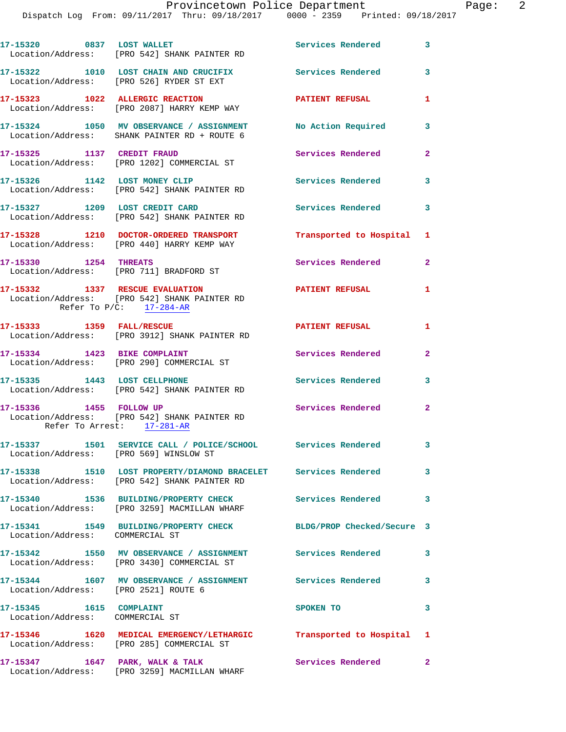17-15320 0837 LOST WALLET Services Rendered 3
Location/Address: [PRO 542] SHANK PAINTER RD

17-15322 1010 LOST CHAIN AND CRUCIFIX Services Rendered 3
Location/Address: [PRO 526] RYDER ST EXT

17-15323 1022 ALLERGIC REACTION PATIENT REFUSAL 1
Location/Address: [PRO 2087] HARRY KEMP WAY

17-15324 1050 MV OBSERVANCE / ASSIGNMENT No Action Required 3
Location/Address: SHANK PAINTER RD + ROUTE 6

17-15325 1137 CREDIT FRAUD Services Rendered 2
Location/Address: [PRO 1202] COMMERCIAL ST

17-15326 1142 LOST MONEY CLIP Services Rendered 3
Location/Address: [PRO 542] SHANK PAINTER RD

17-15327 1209 LOST CREDIT CARD Services Rendered 3
Location/Address: [PRO 542] SHANK PAINTER RD

17-15328 1210 DOCTOR-ORDERED TRANSPORT Transported to Hospital 1
Location/Address: [PRO 440] HARRY KEMP WAY

17-15330 1254 THREATS Services Rendered 2
Location/Address: [PRO 711] BRADFORD ST

17-15332 1337 RESCUE EVALUATION PATIENT REFUSAL 1
Location/Address: [PRO 542] SHANK PAINTER RD
Refer To P/C: 17-284-AR

17-15333 1359 FALL/RESCUE PATIENT REFUSAL 1
Location/Address: [PRO 3912] SHANK PAINTER RD

17-15334 1423 BIKE COMPLAINT Services Rendered 2
Location/Address: [PRO 290] COMMERCIAL ST

17-15335 1443 LOST CELLPHONE Services Rendered 3
Location/Address: [PRO 542] SHANK PAINTER RD

17-15336 1455 FOLLOW UP Services Rendered 2
Location/Address: [PRO 542] SHANK PAINTER RD
Refer To Arrest: 17-281-AR

17-15337 1501 SERVICE CALL / POLICE/SCHOOL Services Rendered 3
Location/Address: [PRO 569] WINSLOW ST

17-15338 1510 LOST PROPERTY/DIAMOND BRACELET Services Rendered 3
Location/Address: [PRO 542] SHANK PAINTER RD

17-15340 1536 BUILDING/PROPERTY CHECK Services Rendered 3
Location/Address: [PRO 3259] MACMILLAN WHARF

17-15341 1549 BUILDING/PROPERTY CHECK BLDG/PROP Checked/Secure 3
Location/Address: COMMERCIAL ST

17-15342 1550 MV OBSERVANCE / ASSIGNMENT Services Rendered 3
Location/Address: [PRO 3430] COMMERCIAL ST

17-15344 1607 MV OBSERVANCE / ASSIGNMENT Services Rendered 3
Location/Address: [PRO 2521] ROUTE 6

17-15345 1615 COMPLAINT SPOKEN TO 3
Location/Address: COMMERCIAL ST

17-15346 1620 MEDICAL EMERGENCY/LETHARGIC Transported to Hospital 1
Location/Address: [PRO 285] COMMERCIAL ST

17-15347 1647 PARK, WALK & TALK Services Rendered 2
Location/Address: [PRO 3259] MACMILLAN WHARF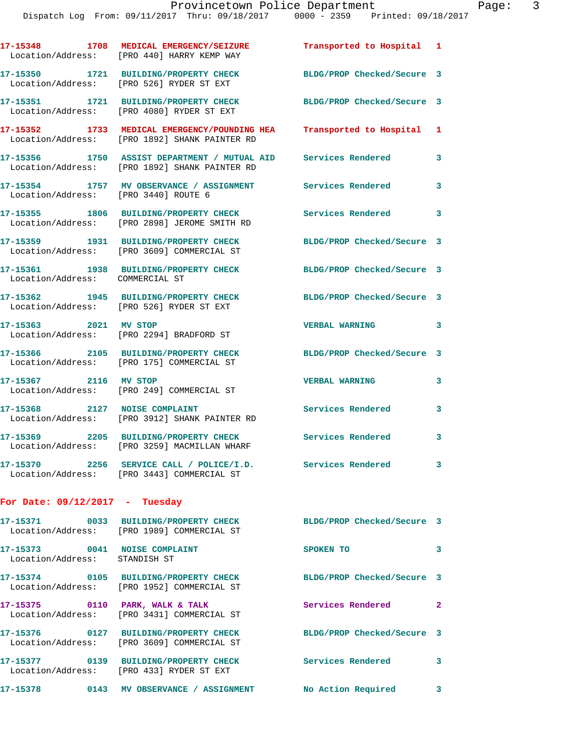17-15348 1708 MEDICAL EMERGENCY/SEIZURE Transported to Hospital 1
Location/Address: [PRO 440] HARRY KEMP WAY

17-15350 1721 BUILDING/PROPERTY CHECK BLDG/PROP Checked/Secure 3
Location/Address: [PRO 526] RYDER ST EXT

17-15351 1721 BUILDING/PROPERTY CHECK BLDG/PROP Checked/Secure 3
Location/Address: [PRO 4080] RYDER ST EXT

17-15352 1733 MEDICAL EMERGENCY/POUNDING HEA Transported to Hospital 1
Location/Address: [PRO 1892] SHANK PAINTER RD

17-15356 1750 ASSIST DEPARTMENT / MUTUAL AID Services Rendered 3
Location/Address: [PRO 1892] SHANK PAINTER RD

17-15354 1757 MV OBSERVANCE / ASSIGNMENT Services Rendered 3
Location/Address: [PRO 3440] ROUTE 6

17-15355 1806 BUILDING/PROPERTY CHECK Services Rendered 3
Location/Address: [PRO 2898] JEROME SMITH RD

17-15359 1931 BUILDING/PROPERTY CHECK BLDG/PROP Checked/Secure 3
Location/Address: [PRO 3609] COMMERCIAL ST

17-15361 1938 BUILDING/PROPERTY CHECK BLDG/PROP Checked/Secure 3
Location/Address: COMMERCIAL ST

17-15362 1945 BUILDING/PROPERTY CHECK BLDG/PROP Checked/Secure 3
Location/Address: [PRO 526] RYDER ST EXT

17-15363 2021 MV STOP VERBAL WARNING 3
Location/Address: [PRO 2294] BRADFORD ST

17-15366 2105 BUILDING/PROPERTY CHECK BLDG/PROP Checked/Secure 3
Location/Address: [PRO 175] COMMERCIAL ST

17-15367 2116 MV STOP VERBAL WARNING 3
Location/Address: [PRO 249] COMMERCIAL ST

17-15368 2127 NOISE COMPLAINT Services Rendered 3
Location/Address: [PRO 3912] SHANK PAINTER RD

17-15369 2205 BUILDING/PROPERTY CHECK Services Rendered 3
Location/Address: [PRO 3259] MACMILLAN WHARF

17-15370 2256 SERVICE CALL / POLICE/I.D. Services Rendered 3
Location/Address: [PRO 3443] COMMERCIAL ST

## For Date: 09/12/2017 - Tuesday

17-15371 0033 BUILDING/PROPERTY CHECK BLDG/PROP Checked/Secure 3
Location/Address: [PRO 1989] COMMERCIAL ST

17-15373 0041 NOISE COMPLAINT SPOKEN TO 3
Location/Address: STANDISH ST

17-15374 0105 BUILDING/PROPERTY CHECK BLDG/PROP Checked/Secure 3
Location/Address: [PRO 1952] COMMERCIAL ST

17-15375 0110 PARK, WALK & TALK Services Rendered 2
Location/Address: [PRO 3431] COMMERCIAL ST

17-15376 0127 BUILDING/PROPERTY CHECK BLDG/PROP Checked/Secure 3
Location/Address: [PRO 3609] COMMERCIAL ST

17-15377 0139 BUILDING/PROPERTY CHECK Services Rendered 3
Location/Address: [PRO 433] RYDER ST EXT

17-15378 0143 MV OBSERVANCE / ASSIGNMENT No Action Required 3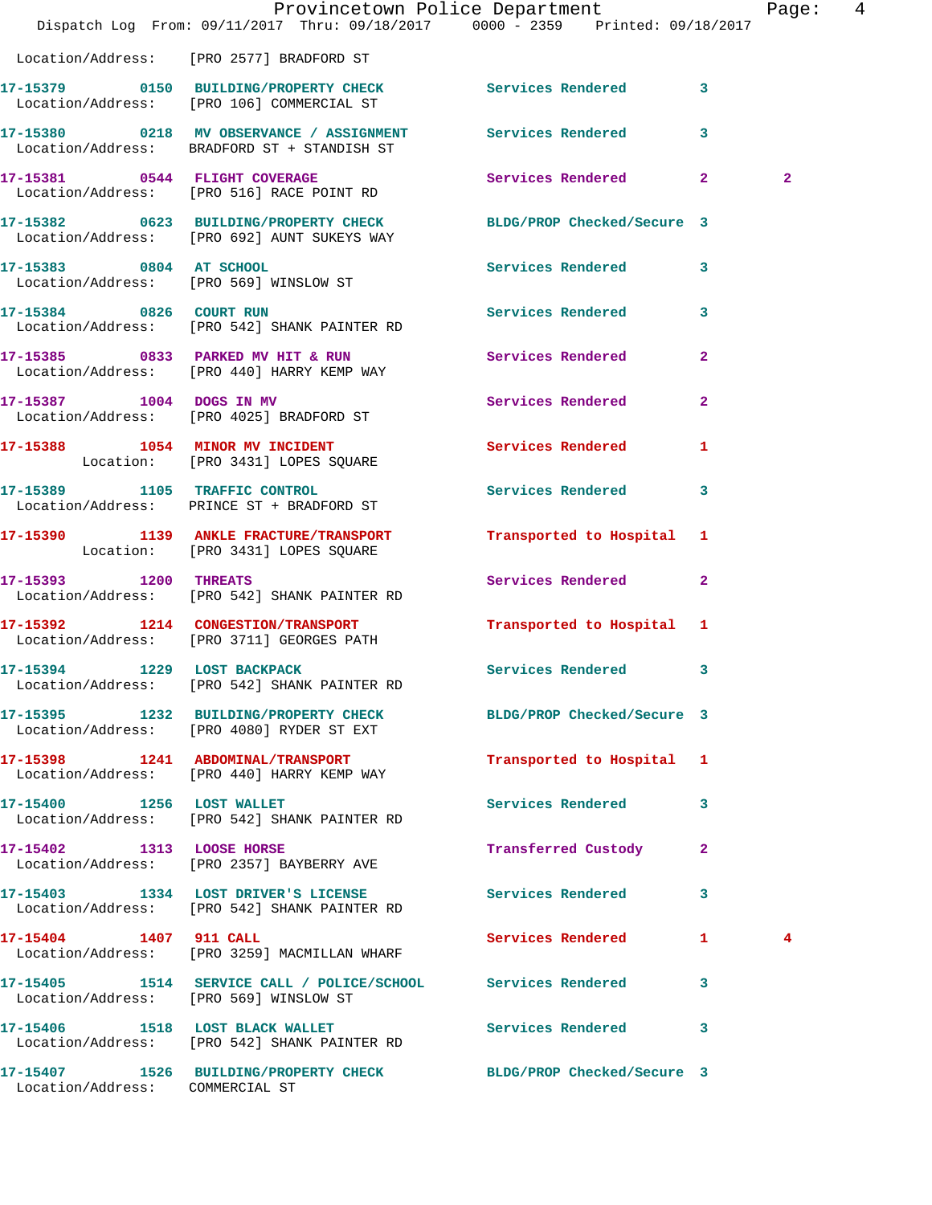Location/Address: [PRO 2577] BRADFORD ST

**17-15379 0150 BUILDING/PROPERTY CHECK** Services Rendered 3
Location/Address: [PRO 106] COMMERCIAL ST

**17-15380 0218 MV OBSERVANCE / ASSIGNMENT** Services Rendered 3
Location/Address: BRADFORD ST + STANDISH ST

**17-15381 0544 FLIGHT COVERAGE** Services Rendered 2 2
Location/Address: [PRO 516] RACE POINT RD

**17-15382 0623 BUILDING/PROPERTY CHECK** BLDG/PROP Checked/Secure 3
Location/Address: [PRO 692] AUNT SUKEYS WAY

**17-15383 0804 AT SCHOOL** Services Rendered 3
Location/Address: [PRO 569] WINSLOW ST

**17-15384 0826 COURT RUN** Services Rendered 3
Location/Address: [PRO 542] SHANK PAINTER RD

**17-15385 0833 PARKED MV HIT & RUN** Services Rendered 2
Location/Address: [PRO 440] HARRY KEMP WAY

**17-15387 1004 DOGS IN MV** Services Rendered 2
Location/Address: [PRO 4025] BRADFORD ST

**17-15388 1054 MINOR MV INCIDENT** Services Rendered 1
Location: [PRO 3431] LOPES SQUARE

**17-15389 1105 TRAFFIC CONTROL** Services Rendered 3
Location/Address: PRINCE ST + BRADFORD ST

**17-15390 1139 ANKLE FRACTURE/TRANSPORT** Transported to Hospital 1
Location: [PRO 3431] LOPES SQUARE

**17-15393 1200 THREATS** Services Rendered 2
Location/Address: [PRO 542] SHANK PAINTER RD

**17-15392 1214 CONGESTION/TRANSPORT** Transported to Hospital 1
Location/Address: [PRO 3711] GEORGES PATH

**17-15394 1229 LOST BACKPACK** Services Rendered 3
Location/Address: [PRO 542] SHANK PAINTER RD

**17-15395 1232 BUILDING/PROPERTY CHECK** BLDG/PROP Checked/Secure 3
Location/Address: [PRO 4080] RYDER ST EXT

**17-15398 1241 ABDOMINAL/TRANSPORT** Transported to Hospital 1
Location/Address: [PRO 440] HARRY KEMP WAY

**17-15400 1256 LOST WALLET** Services Rendered 3
Location/Address: [PRO 542] SHANK PAINTER RD

**17-15402 1313 LOOSE HORSE** Transferred Custody 2
Location/Address: [PRO 2357] BAYBERRY AVE

**17-15403 1334 LOST DRIVER'S LICENSE** Services Rendered 3
Location/Address: [PRO 542] SHANK PAINTER RD

**17-15404 1407 911 CALL** Services Rendered 1 4
Location/Address: [PRO 3259] MACMILLAN WHARF

**17-15405 1514 SERVICE CALL / POLICE/SCHOOL** Services Rendered 3
Location/Address: [PRO 569] WINSLOW ST

**17-15406 1518 LOST BLACK WALLET** Services Rendered 3
Location/Address: [PRO 542] SHANK PAINTER RD

**17-15407 1526 BUILDING/PROPERTY CHECK** BLDG/PROP Checked/Secure 3
Location/Address: COMMERCIAL ST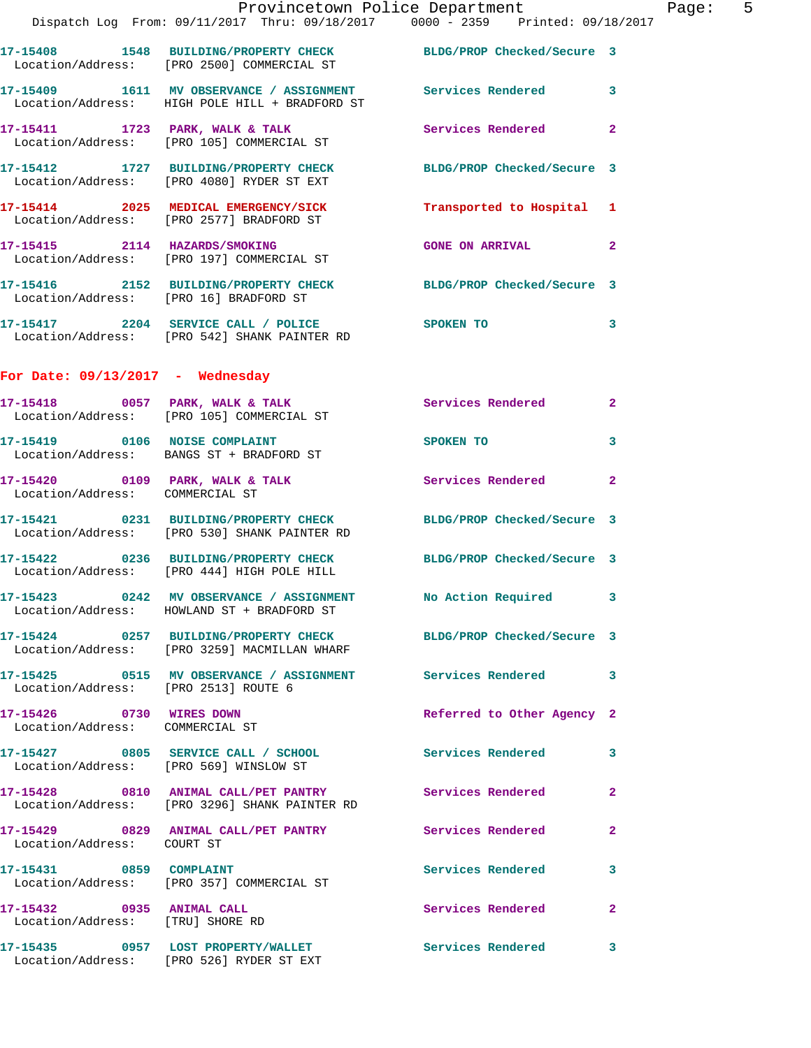17-15408 1548 BUILDING/PROPERTY CHECK BLDG/PROP Checked/Secure 3
Location/Address: [PRO 2500] COMMERCIAL ST

17-15409 1611 MV OBSERVANCE / ASSIGNMENT Services Rendered 3
Location/Address: HIGH POLE HILL + BRADFORD ST

17-15411 1723 PARK, WALK & TALK Services Rendered 2
Location/Address: [PRO 105] COMMERCIAL ST

17-15412 1727 BUILDING/PROPERTY CHECK BLDG/PROP Checked/Secure 3
Location/Address: [PRO 4080] RYDER ST EXT

17-15414 2025 MEDICAL EMERGENCY/SICK Transported to Hospital 1
Location/Address: [PRO 2577] BRADFORD ST

17-15415 2114 HAZARDS/SMOKING GONE ON ARRIVAL 2
Location/Address: [PRO 197] COMMERCIAL ST

17-15416 2152 BUILDING/PROPERTY CHECK BLDG/PROP Checked/Secure 3
Location/Address: [PRO 16] BRADFORD ST

17-15417 2204 SERVICE CALL / POLICE SPOKEN TO 3
Location/Address: [PRO 542] SHANK PAINTER RD

## For Date: 09/13/2017 - Wednesday

17-15418 0057 PARK, WALK & TALK Services Rendered 2
Location/Address: [PRO 105] COMMERCIAL ST

17-15419 0106 NOISE COMPLAINT SPOKEN TO 3
Location/Address: BANGS ST + BRADFORD ST

17-15420 0109 PARK, WALK & TALK Services Rendered 2
Location/Address: COMMERCIAL ST

17-15421 0231 BUILDING/PROPERTY CHECK BLDG/PROP Checked/Secure 3
Location/Address: [PRO 530] SHANK PAINTER RD

17-15422 0236 BUILDING/PROPERTY CHECK BLDG/PROP Checked/Secure 3
Location/Address: [PRO 444] HIGH POLE HILL

17-15423 0242 MV OBSERVANCE / ASSIGNMENT No Action Required 3
Location/Address: HOWLAND ST + BRADFORD ST

17-15424 0257 BUILDING/PROPERTY CHECK BLDG/PROP Checked/Secure 3
Location/Address: [PRO 3259] MACMILLAN WHARF

17-15425 0515 MV OBSERVANCE / ASSIGNMENT Services Rendered 3
Location/Address: [PRO 2513] ROUTE 6

17-15426 0730 WIRES DOWN Referred to Other Agency 2
Location/Address: COMMERCIAL ST

17-15427 0805 SERVICE CALL / SCHOOL Services Rendered 3
Location/Address: [PRO 569] WINSLOW ST

17-15428 0810 ANIMAL CALL/PET PANTRY Services Rendered 2
Location/Address: [PRO 3296] SHANK PAINTER RD

17-15429 0829 ANIMAL CALL/PET PANTRY Services Rendered 2
Location/Address: COURT ST

17-15431 0859 COMPLAINT Services Rendered 3
Location/Address: [PRO 357] COMMERCIAL ST

17-15432 0935 ANIMAL CALL Services Rendered 2
Location/Address: [TRU] SHORE RD

17-15435 0957 LOST PROPERTY/WALLET Services Rendered 3
Location/Address: [PRO 526] RYDER ST EXT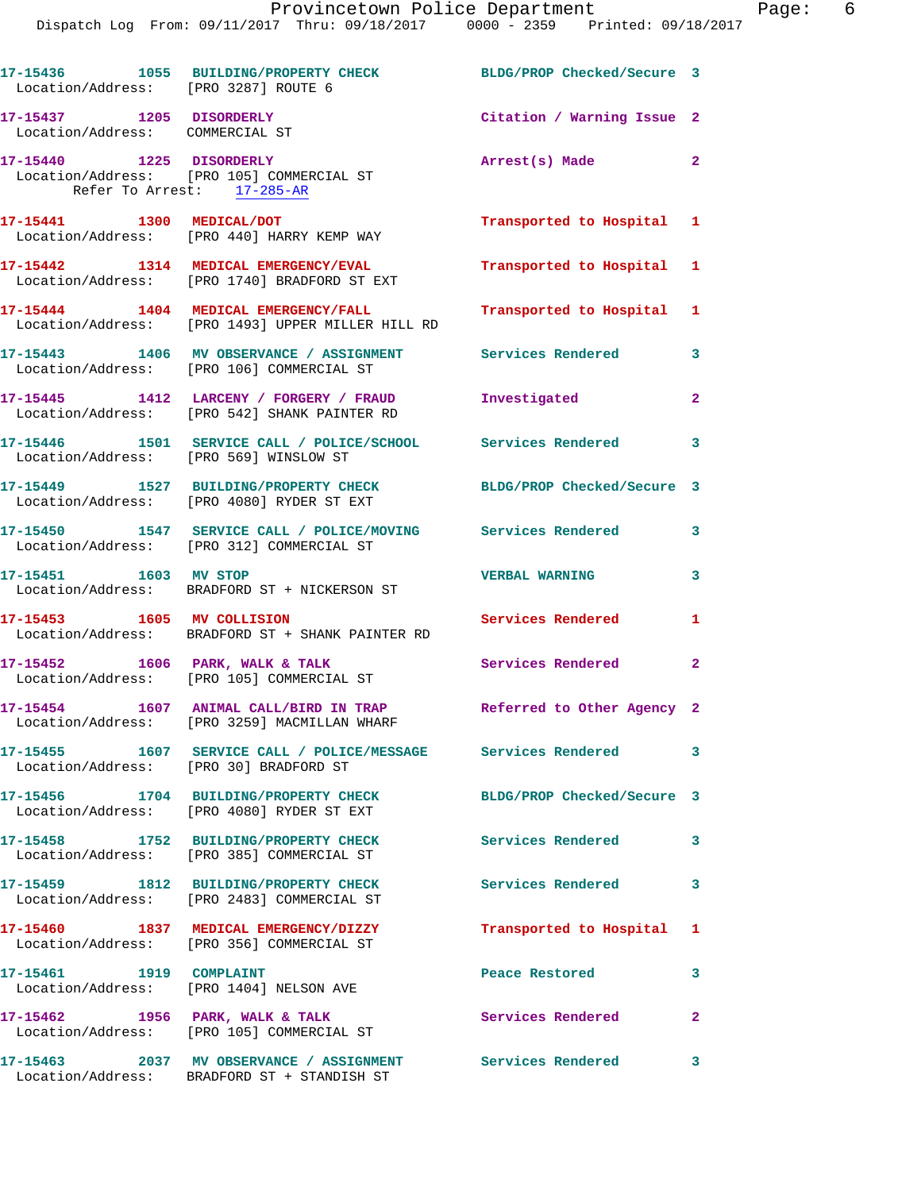17-15436 1055 BUILDING/PROPERTY CHECK BLDG/PROP Checked/Secure 3
Location/Address: [PRO 3287] ROUTE 6

17-15437 1205 DISORDERLY Citation / Warning Issue 2
Location/Address: COMMERCIAL ST

17-15440 1225 DISORDERLY Arrest(s) Made 2
Location/Address: [PRO 105] COMMERCIAL ST
Refer To Arrest: 17-285-AR

17-15441 1300 MEDICAL/DOT Transported to Hospital 1
Location/Address: [PRO 440] HARRY KEMP WAY

17-15442 1314 MEDICAL EMERGENCY/EVAL Transported to Hospital 1
Location/Address: [PRO 1740] BRADFORD ST EXT

17-15444 1404 MEDICAL EMERGENCY/FALL Transported to Hospital 1
Location/Address: [PRO 1493] UPPER MILLER HILL RD

17-15443 1406 MV OBSERVANCE / ASSIGNMENT Services Rendered 3
Location/Address: [PRO 106] COMMERCIAL ST

17-15445 1412 LARCENY / FORGERY / FRAUD Investigated 2
Location/Address: [PRO 542] SHANK PAINTER RD

17-15446 1501 SERVICE CALL / POLICE/SCHOOL Services Rendered 3
Location/Address: [PRO 569] WINSLOW ST

17-15449 1527 BUILDING/PROPERTY CHECK BLDG/PROP Checked/Secure 3
Location/Address: [PRO 4080] RYDER ST EXT

17-15450 1547 SERVICE CALL / POLICE/MOVING Services Rendered 3
Location/Address: [PRO 312] COMMERCIAL ST

17-15451 1603 MV STOP VERBAL WARNING 3
Location/Address: BRADFORD ST + NICKERSON ST

17-15453 1605 MV COLLISION Services Rendered 1
Location/Address: BRADFORD ST + SHANK PAINTER RD

17-15452 1606 PARK, WALK & TALK Services Rendered 2
Location/Address: [PRO 105] COMMERCIAL ST

17-15454 1607 ANIMAL CALL/BIRD IN TRAP Referred to Other Agency 2
Location/Address: [PRO 3259] MACMILLAN WHARF

17-15455 1607 SERVICE CALL / POLICE/MESSAGE Services Rendered 3
Location/Address: [PRO 30] BRADFORD ST

17-15456 1704 BUILDING/PROPERTY CHECK BLDG/PROP Checked/Secure 3
Location/Address: [PRO 4080] RYDER ST EXT

17-15458 1752 BUILDING/PROPERTY CHECK Services Rendered 3
Location/Address: [PRO 385] COMMERCIAL ST

17-15459 1812 BUILDING/PROPERTY CHECK Services Rendered 3
Location/Address: [PRO 2483] COMMERCIAL ST

17-15460 1837 MEDICAL EMERGENCY/DIZZY Transported to Hospital 1
Location/Address: [PRO 356] COMMERCIAL ST

17-15461 1919 COMPLAINT Peace Restored 3
Location/Address: [PRO 1404] NELSON AVE

17-15462 1956 PARK, WALK & TALK Services Rendered 2
Location/Address: [PRO 105] COMMERCIAL ST

17-15463 2037 MV OBSERVANCE / ASSIGNMENT Services Rendered 3
Location/Address: BRADFORD ST + STANDISH ST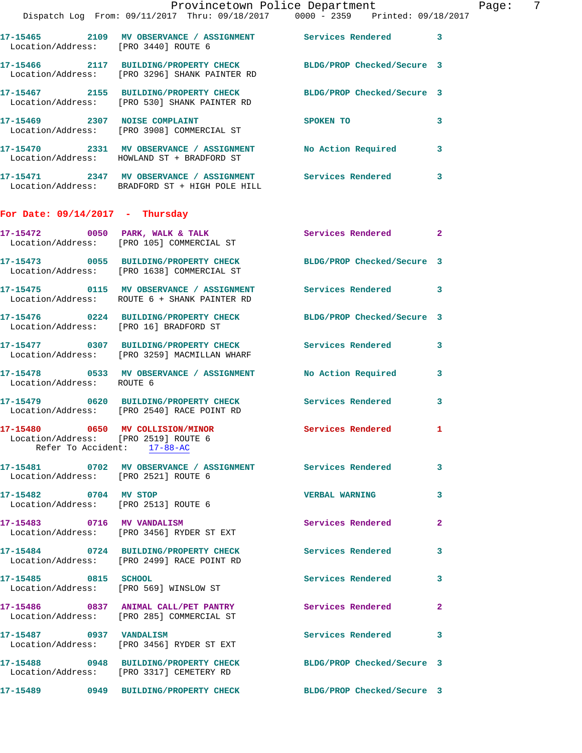17-15465 2109 MV OBSERVATION / ASSIGNMENT Services Rendered 3
Location/Address: [PRO 3440] ROUTE 6

17-15466 2117 BUILDING/PROPERTY CHECK BLDG/PROP Checked/Secure 3
Location/Address: [PRO 3296] SHANK PAINTER RD

17-15467 2155 BUILDING/PROPERTY CHECK BLDG/PROP Checked/Secure 3
Location/Address: [PRO 530] SHANK PAINTER RD

17-15469 2307 NOISE COMPLAINT SPOKEN TO 3
Location/Address: [PRO 3908] COMMERCIAL ST

17-15470 2331 MV OBSERVATION / ASSIGNMENT No Action Required 3
Location/Address: HOWLAND ST + BRADFORD ST

17-15471 2347 MV OBSERVATION / ASSIGNMENT Services Rendered 3
Location/Address: BRADFORD ST + HIGH POLE HILL

## For Date: 09/14/2017 - Thursday

17-15472 0050 PARK, WALK & TALK Services Rendered 2
Location/Address: [PRO 105] COMMERCIAL ST

17-15473 0055 BUILDING/PROPERTY CHECK BLDG/PROP Checked/Secure 3
Location/Address: [PRO 1638] COMMERCIAL ST

17-15475 0115 MV OBSERVATION / ASSIGNMENT Services Rendered 3
Location/Address: ROUTE 6 + SHANK PAINTER RD

17-15476 0224 BUILDING/PROPERTY CHECK BLDG/PROP Checked/Secure 3
Location/Address: [PRO 16] BRADFORD ST

17-15477 0307 BUILDING/PROPERTY CHECK Services Rendered 3
Location/Address: [PRO 3259] MACMILLAN WHARF

17-15478 0533 MV OBSERVATION / ASSIGNMENT No Action Required 3
Location/Address: ROUTE 6

17-15479 0620 BUILDING/PROPERTY CHECK Services Rendered 3
Location/Address: [PRO 2540] RACE POINT RD

17-15480 0650 MV COLLISION/MINOR Services Rendered 1
Location/Address: [PRO 2519] ROUTE 6
Refer To Accident: 17-88-AC

17-15481 0702 MV OBSERVATION / ASSIGNMENT Services Rendered 3
Location/Address: [PRO 2521] ROUTE 6

17-15482 0704 MV STOP VERBAL WARNING 3
Location/Address: [PRO 2513] ROUTE 6

17-15483 0716 MV VANDALISM Services Rendered 2
Location/Address: [PRO 3456] RYDER ST EXT

17-15484 0724 BUILDING/PROPERTY CHECK Services Rendered 3
Location/Address: [PRO 2499] RACE POINT RD

17-15485 0815 SCHOOL Services Rendered 3
Location/Address: [PRO 569] WINSLOW ST

17-15486 0837 ANIMAL CALL/PET PANTRY Services Rendered 2
Location/Address: [PRO 285] COMMERCIAL ST

17-15487 0937 VANDALISM Services Rendered 3
Location/Address: [PRO 3456] RYDER ST EXT

17-15488 0948 BUILDING/PROPERTY CHECK BLDG/PROP Checked/Secure 3
Location/Address: [PRO 3317] CEMETERY RD

17-15489 0949 BUILDING/PROPERTY CHECK BLDG/PROP Checked/Secure 3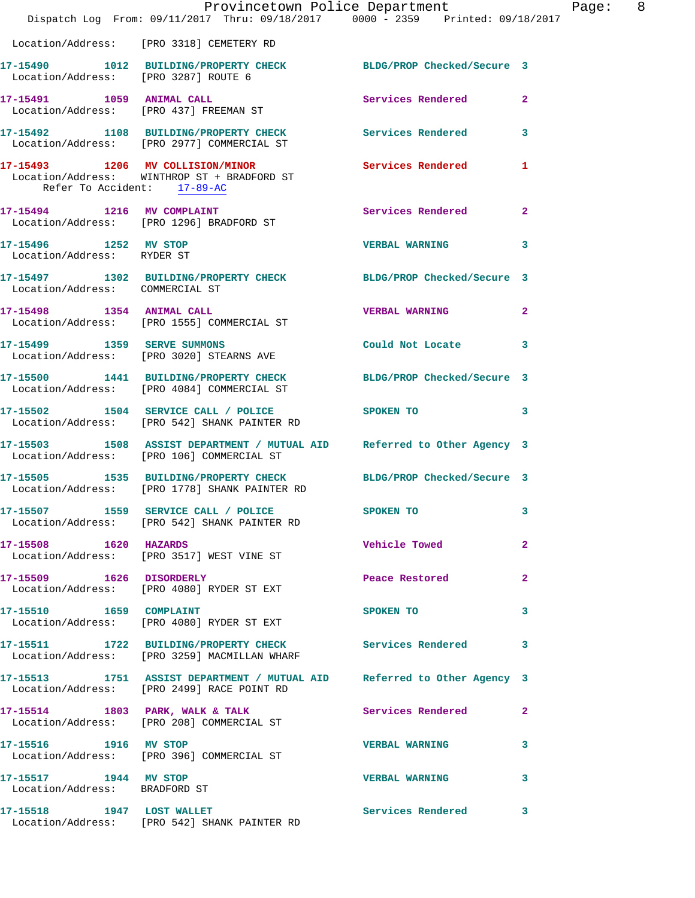Location/Address: [PRO 3318] CEMETERY RD

| Call # | Time | Call Reason | Action | Priority |
|---|---|---|---|---|
| 17-15490 | 1012 | BUILDING/PROPERTY CHECK | BLDG/PROP Checked/Secure | 3 |
| | | Location/Address: [PRO 3287] ROUTE 6 | | |
| 17-15491 | 1059 | ANIMAL CALL | Services Rendered | 2 |
| | | Location/Address: [PRO 437] FREEMAN ST | | |
| 17-15492 | 1108 | BUILDING/PROPERTY CHECK | Services Rendered | 3 |
| | | Location/Address: [PRO 2977] COMMERCIAL ST | | |
| 17-15493 | 1206 | MV COLLISION/MINOR | Services Rendered | 1 |
| | | Location/Address: WINTHROP ST + BRADFORD ST | | |
| | | Refer To Accident: 17-89-AC | | |
| 17-15494 | 1216 | MV COMPLAINT | Services Rendered | 2 |
| | | Location/Address: [PRO 1296] BRADFORD ST | | |
| 17-15496 | 1252 | MV STOP | VERBAL WARNING | 3 |
| | | Location/Address: RYDER ST | | |
| 17-15497 | 1302 | BUILDING/PROPERTY CHECK | BLDG/PROP Checked/Secure | 3 |
| | | Location/Address: COMMERCIAL ST | | |
| 17-15498 | 1354 | ANIMAL CALL | VERBAL WARNING | 2 |
| | | Location/Address: [PRO 1555] COMMERCIAL ST | | |
| 17-15499 | 1359 | SERVE SUMMONS | Could Not Locate | 3 |
| | | Location/Address: [PRO 3020] STEARNS AVE | | |
| 17-15500 | 1441 | BUILDING/PROPERTY CHECK | BLDG/PROP Checked/Secure | 3 |
| | | Location/Address: [PRO 4084] COMMERCIAL ST | | |
| 17-15502 | 1504 | SERVICE CALL / POLICE | SPOKEN TO | 3 |
| | | Location/Address: [PRO 542] SHANK PAINTER RD | | |
| 17-15503 | 1508 | ASSIST DEPARTMENT / MUTUAL AID | Referred to Other Agency | 3 |
| | | Location/Address: [PRO 106] COMMERCIAL ST | | |
| 17-15505 | 1535 | BUILDING/PROPERTY CHECK | BLDG/PROP Checked/Secure | 3 |
| | | Location/Address: [PRO 1778] SHANK PAINTER RD | | |
| 17-15507 | 1559 | SERVICE CALL / POLICE | SPOKEN TO | 3 |
| | | Location/Address: [PRO 542] SHANK PAINTER RD | | |
| 17-15508 | 1620 | HAZARDS | Vehicle Towed | 2 |
| | | Location/Address: [PRO 3517] WEST VINE ST | | |
| 17-15509 | 1626 | DISORDERLY | Peace Restored | 2 |
| | | Location/Address: [PRO 4080] RYDER ST EXT | | |
| 17-15510 | 1659 | COMPLAINT | SPOKEN TO | 3 |
| | | Location/Address: [PRO 4080] RYDER ST EXT | | |
| 17-15511 | 1722 | BUILDING/PROPERTY CHECK | Services Rendered | 3 |
| | | Location/Address: [PRO 3259] MACMILLAN WHARF | | |
| 17-15513 | 1751 | ASSIST DEPARTMENT / MUTUAL AID | Referred to Other Agency | 3 |
| | | Location/Address: [PRO 2499] RACE POINT RD | | |
| 17-15514 | 1803 | PARK, WALK & TALK | Services Rendered | 2 |
| | | Location/Address: [PRO 208] COMMERCIAL ST | | |
| 17-15516 | 1916 | MV STOP | VERBAL WARNING | 3 |
| | | Location/Address: [PRO 396] COMMERCIAL ST | | |
| 17-15517 | 1944 | MV STOP | VERBAL WARNING | 3 |
| | | Location/Address: BRADFORD ST | | |
| 17-15518 | 1947 | LOST WALLET | Services Rendered | 3 |
| | | Location/Address: [PRO 542] SHANK PAINTER RD | | |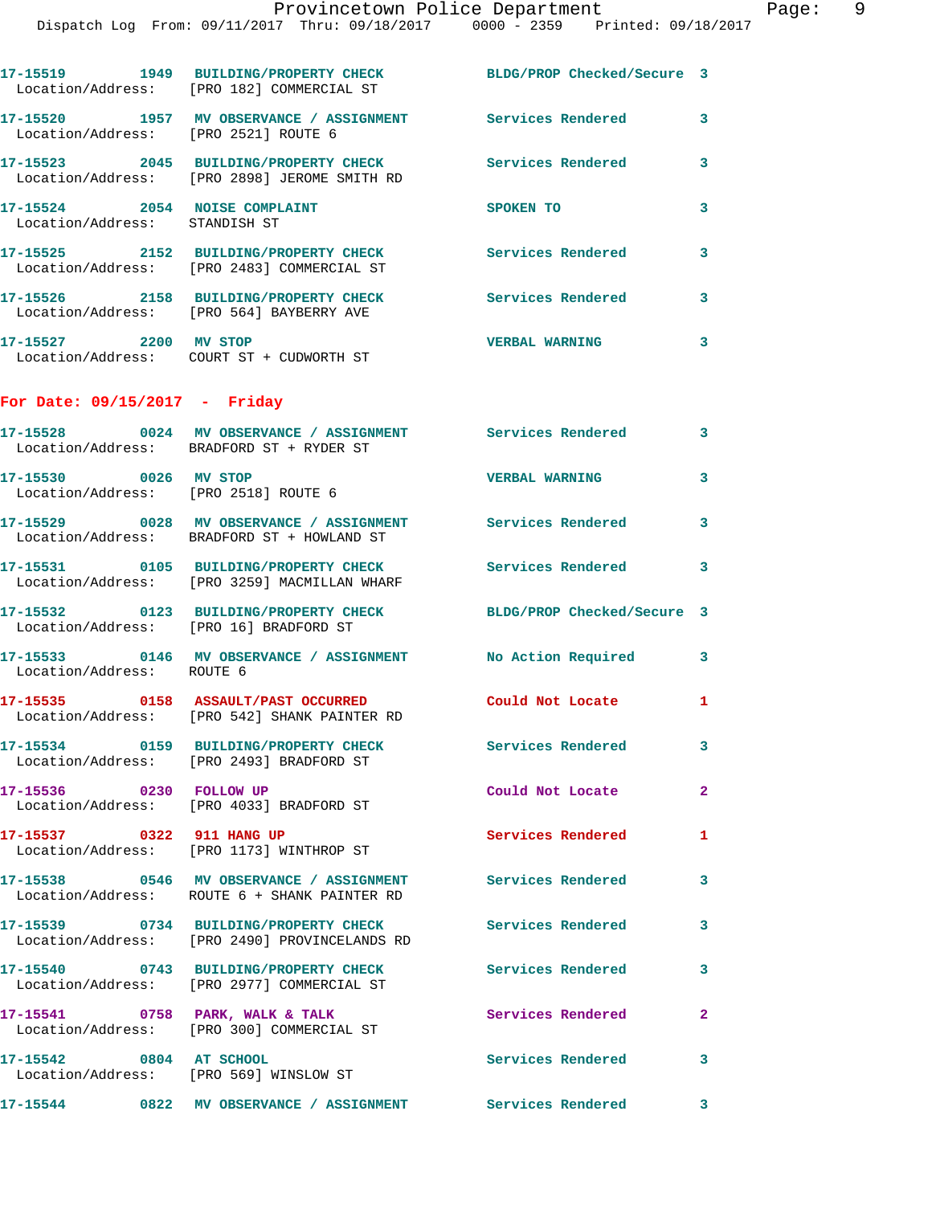17-15519 1949 BUILDING/PROPERTY CHECK BLDG/PROP Checked/Secure 3
Location/Address: [PRO 182] COMMERCIAL ST

17-15520 1957 MV OBSERVANCE / ASSIGNMENT Services Rendered 3
Location/Address: [PRO 2521] ROUTE 6

17-15523 2045 BUILDING/PROPERTY CHECK Services Rendered 3
Location/Address: [PRO 2898] JEROME SMITH RD

17-15524 2054 NOISE COMPLAINT SPOKEN TO 3
Location/Address: STANDISH ST

17-15525 2152 BUILDING/PROPERTY CHECK Services Rendered 3
Location/Address: [PRO 2483] COMMERCIAL ST

17-15526 2158 BUILDING/PROPERTY CHECK Services Rendered 3
Location/Address: [PRO 564] BAYBERRY AVE

17-15527 2200 MV STOP VERBAL WARNING 3
Location/Address: COURT ST + CUDWORTH ST

## For Date: 09/15/2017 - Friday

17-15528 0024 MV OBSERVANCE / ASSIGNMENT Services Rendered 3
Location/Address: BRADFORD ST + RYDER ST

17-15530 0026 MV STOP VERBAL WARNING 3
Location/Address: [PRO 2518] ROUTE 6

17-15529 0028 MV OBSERVANCE / ASSIGNMENT Services Rendered 3
Location/Address: BRADFORD ST + HOWLAND ST

17-15531 0105 BUILDING/PROPERTY CHECK Services Rendered 3
Location/Address: [PRO 3259] MACMILLAN WHARF

17-15532 0123 BUILDING/PROPERTY CHECK BLDG/PROP Checked/Secure 3
Location/Address: [PRO 16] BRADFORD ST

17-15533 0146 MV OBSERVANCE / ASSIGNMENT No Action Required 3
Location/Address: ROUTE 6

17-15535 0158 ASSAULT/PAST OCCURRED Could Not Locate 1
Location/Address: [PRO 542] SHANK PAINTER RD

17-15534 0159 BUILDING/PROPERTY CHECK Services Rendered 3
Location/Address: [PRO 2493] BRADFORD ST

17-15536 0230 FOLLOW UP Could Not Locate 2
Location/Address: [PRO 4033] BRADFORD ST

17-15537 0322 911 HANG UP Services Rendered 1
Location/Address: [PRO 1173] WINTHROP ST

17-15538 0546 MV OBSERVANCE / ASSIGNMENT Services Rendered 3
Location/Address: ROUTE 6 + SHANK PAINTER RD

17-15539 0734 BUILDING/PROPERTY CHECK Services Rendered 3
Location/Address: [PRO 2490] PROVINCELANDS RD

17-15540 0743 BUILDING/PROPERTY CHECK Services Rendered 3
Location/Address: [PRO 2977] COMMERCIAL ST

17-15541 0758 PARK, WALK & TALK Services Rendered 2
Location/Address: [PRO 300] COMMERCIAL ST

17-15542 0804 AT SCHOOL Services Rendered 3
Location/Address: [PRO 569] WINSLOW ST

17-15544 0822 MV OBSERVANCE / ASSIGNMENT Services Rendered 3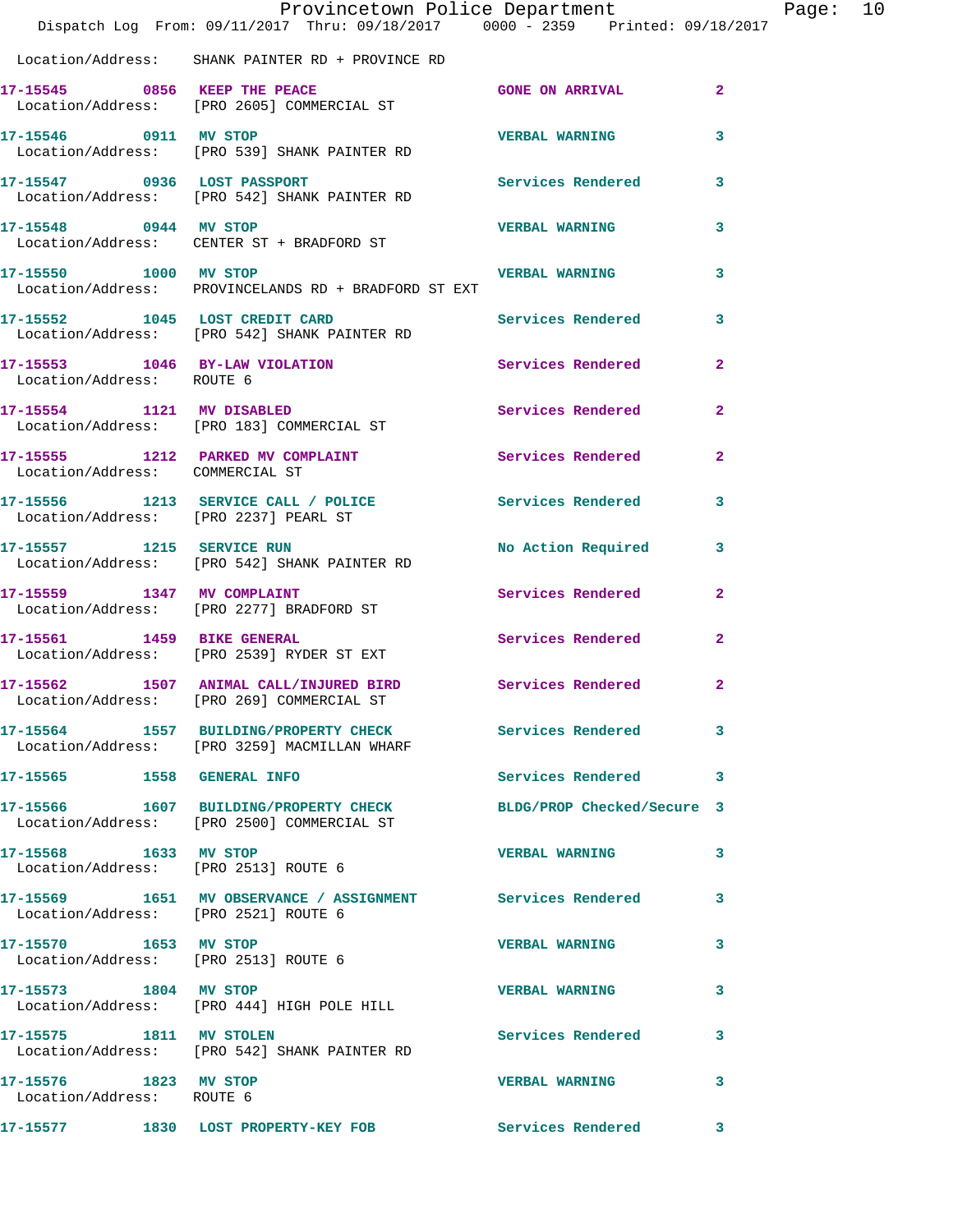Location/Address: SHANK PAINTER RD + PROVINCE RD

| Call # | Time | Call Reason | Action | Priority |
|---|---|---|---|---|
| 17-15545 | 0856 | KEEP THE PEACE | GONE ON ARRIVAL | 2 |
| Location/Address: [PRO 2605] COMMERCIAL ST | | | | |
| 17-15546 | 0911 | MV STOP | VERBAL WARNING | 3 |
| Location/Address: [PRO 539] SHANK PAINTER RD | | | | |
| 17-15547 | 0936 | LOST PASSPORT | Services Rendered | 3 |
| Location/Address: [PRO 542] SHANK PAINTER RD | | | | |
| 17-15548 | 0944 | MV STOP | VERBAL WARNING | 3 |
| Location/Address: CENTER ST + BRADFORD ST | | | | |
| 17-15550 | 1000 | MV STOP | VERBAL WARNING | 3 |
| Location/Address: PROVINCELANDS RD + BRADFORD ST EXT | | | | |
| 17-15552 | 1045 | LOST CREDIT CARD | Services Rendered | 3 |
| Location/Address: [PRO 542] SHANK PAINTER RD | | | | |
| 17-15553 | 1046 | BY-LAW VIOLATION | Services Rendered | 2 |
| Location/Address: ROUTE 6 | | | | |
| 17-15554 | 1121 | MV DISABLED | Services Rendered | 2 |
| Location/Address: [PRO 183] COMMERCIAL ST | | | | |
| 17-15555 | 1212 | PARKED MV COMPLAINT | Services Rendered | 2 |
| Location/Address: COMMERCIAL ST | | | | |
| 17-15556 | 1213 | SERVICE CALL / POLICE | Services Rendered | 3 |
| Location/Address: [PRO 2237] PEARL ST | | | | |
| 17-15557 | 1215 | SERVICE RUN | No Action Required | 3 |
| Location/Address: [PRO 542] SHANK PAINTER RD | | | | |
| 17-15559 | 1347 | MV COMPLAINT | Services Rendered | 2 |
| Location/Address: [PRO 2277] BRADFORD ST | | | | |
| 17-15561 | 1459 | BIKE GENERAL | Services Rendered | 2 |
| Location/Address: [PRO 2539] RYDER ST EXT | | | | |
| 17-15562 | 1507 | ANIMAL CALL/INJURED BIRD | Services Rendered | 2 |
| Location/Address: [PRO 269] COMMERCIAL ST | | | | |
| 17-15564 | 1557 | BUILDING/PROPERTY CHECK | Services Rendered | 3 |
| Location/Address: [PRO 3259] MACMILLAN WHARF | | | | |
| 17-15565 | 1558 | GENERAL INFO | Services Rendered | 3 |
| 17-15566 | 1607 | BUILDING/PROPERTY CHECK | BLDG/PROP Checked/Secure | 3 |
| Location/Address: [PRO 2500] COMMERCIAL ST | | | | |
| 17-15568 | 1633 | MV STOP | VERBAL WARNING | 3 |
| Location/Address: [PRO 2513] ROUTE 6 | | | | |
| 17-15569 | 1651 | MV OBSERVANCE / ASSIGNMENT | Services Rendered | 3 |
| Location/Address: [PRO 2521] ROUTE 6 | | | | |
| 17-15570 | 1653 | MV STOP | VERBAL WARNING | 3 |
| Location/Address: [PRO 2513] ROUTE 6 | | | | |
| 17-15573 | 1804 | MV STOP | VERBAL WARNING | 3 |
| Location/Address: [PRO 444] HIGH POLE HILL | | | | |
| 17-15575 | 1811 | MV STOLEN | Services Rendered | 3 |
| Location/Address: [PRO 542] SHANK PAINTER RD | | | | |
| 17-15576 | 1823 | MV STOP | VERBAL WARNING | 3 |
| Location/Address: ROUTE 6 | | | | |
| 17-15577 | 1830 | LOST PROPERTY-KEY FOB | Services Rendered | 3 |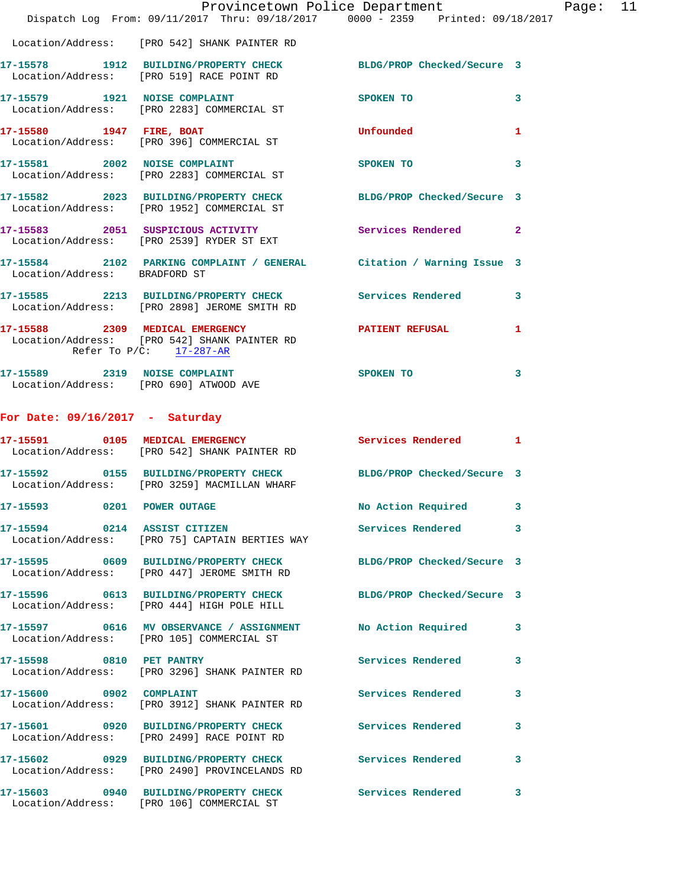Location/Address: [PRO 542] SHANK PAINTER RD

**17-15578** 1912 **BUILDING/PROPERTY CHECK** BLDG/PROP Checked/Secure 3
Location/Address: [PRO 519] RACE POINT RD

**17-15579** 1921 **NOISE COMPLAINT** SPOKEN TO 3
Location/Address: [PRO 2283] COMMERCIAL ST

**17-15580** 1947 **FIRE, BOAT** Unfounded 1
Location/Address: [PRO 396] COMMERCIAL ST

**17-15581** 2002 **NOISE COMPLAINT** SPOKEN TO 3
Location/Address: [PRO 2283] COMMERCIAL ST

**17-15582** 2023 **BUILDING/PROPERTY CHECK** BLDG/PROP Checked/Secure 3
Location/Address: [PRO 1952] COMMERCIAL ST

**17-15583** 2051 **SUSPICIOUS ACTIVITY** Services Rendered 2
Location/Address: [PRO 2539] RYDER ST EXT

**17-15584** 2102 **PARKING COMPLAINT / GENERAL** Citation / Warning Issue 3
Location/Address: BRADFORD ST

**17-15585** 2213 **BUILDING/PROPERTY CHECK** Services Rendered 3
Location/Address: [PRO 2898] JEROME SMITH RD

**17-15588** 2309 **MEDICAL EMERGENCY** PATIENT REFUSAL 1
Location/Address: [PRO 542] SHANK PAINTER RD
Refer To P/C: 17-287-AR

**17-15589** 2319 **NOISE COMPLAINT** SPOKEN TO 3
Location/Address: [PRO 690] ATWOOD AVE

## For Date: 09/16/2017 - Saturday

**17-15591** 0105 **MEDICAL EMERGENCY** Services Rendered 1
Location/Address: [PRO 542] SHANK PAINTER RD

**17-15592** 0155 **BUILDING/PROPERTY CHECK** BLDG/PROP Checked/Secure 3
Location/Address: [PRO 3259] MACMILLAN WHARF

**17-15593** 0201 **POWER OUTAGE** No Action Required 3

**17-15594** 0214 **ASSIST CITIZEN** Services Rendered 3
Location/Address: [PRO 75] CAPTAIN BERTIES WAY

**17-15595** 0609 **BUILDING/PROPERTY CHECK** BLDG/PROP Checked/Secure 3
Location/Address: [PRO 447] JEROME SMITH RD

**17-15596** 0613 **BUILDING/PROPERTY CHECK** BLDG/PROP Checked/Secure 3
Location/Address: [PRO 444] HIGH POLE HILL

**17-15597** 0616 **MV OBSERVANCE / ASSIGNMENT** No Action Required 3
Location/Address: [PRO 105] COMMERCIAL ST

**17-15598** 0810 **PET PANTRY** Services Rendered 3
Location/Address: [PRO 3296] SHANK PAINTER RD

**17-15600** 0902 **COMPLAINT** Services Rendered 3
Location/Address: [PRO 3912] SHANK PAINTER RD

**17-15601** 0920 **BUILDING/PROPERTY CHECK** Services Rendered 3
Location/Address: [PRO 2499] RACE POINT RD

**17-15602** 0929 **BUILDING/PROPERTY CHECK** Services Rendered 3
Location/Address: [PRO 2490] PROVINCELANDS RD

**17-15603** 0940 **BUILDING/PROPERTY CHECK** Services Rendered 3
Location/Address: [PRO 106] COMMERCIAL ST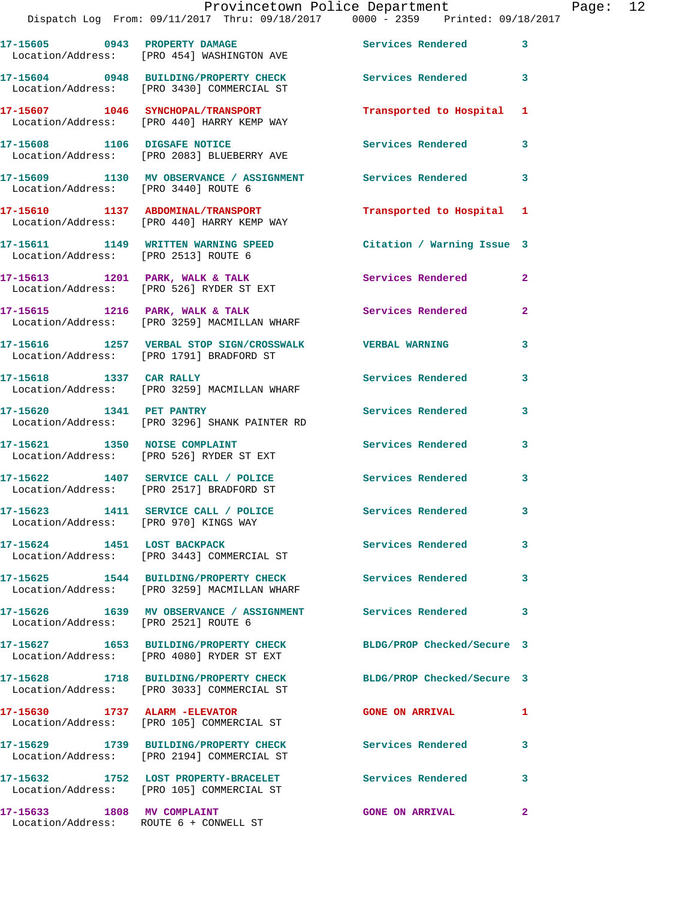17-15605 0943 PROPERTY DAMAGE Services Rendered 3
Location/Address: [PRO 454] WASHINGTON AVE

17-15604 0948 BUILDING/PROPERTY CHECK Services Rendered 3
Location/Address: [PRO 3430] COMMERCIAL ST

17-15607 1046 SYNCHOPAL/TRANSPORT Transported to Hospital 1
Location/Address: [PRO 440] HARRY KEMP WAY

17-15608 1106 DIGSAFE NOTICE Services Rendered 3
Location/Address: [PRO 2083] BLUEBERRY AVE

17-15609 1130 MV OBSERVANCE / ASSIGNMENT Services Rendered 3
Location/Address: [PRO 3440] ROUTE 6

17-15610 1137 ABDOMINAL/TRANSPORT Transported to Hospital 1
Location/Address: [PRO 440] HARRY KEMP WAY

17-15611 1149 WRITTEN WARNING SPEED Citation / Warning Issue 3
Location/Address: [PRO 2513] ROUTE 6

17-15613 1201 PARK, WALK & TALK Services Rendered 2
Location/Address: [PRO 526] RYDER ST EXT

17-15615 1216 PARK, WALK & TALK Services Rendered 2
Location/Address: [PRO 3259] MACMILLAN WHARF

17-15616 1257 VERBAL STOP SIGN/CROSSWALK VERBAL WARNING 3
Location/Address: [PRO 1791] BRADFORD ST

17-15618 1337 CAR RALLY Services Rendered 3
Location/Address: [PRO 3259] MACMILLAN WHARF

17-15620 1341 PET PANTRY Services Rendered 3
Location/Address: [PRO 3296] SHANK PAINTER RD

17-15621 1350 NOISE COMPLAINT Services Rendered 3
Location/Address: [PRO 526] RYDER ST EXT

17-15622 1407 SERVICE CALL / POLICE Services Rendered 3
Location/Address: [PRO 2517] BRADFORD ST

17-15623 1411 SERVICE CALL / POLICE Services Rendered 3
Location/Address: [PRO 970] KINGS WAY

17-15624 1451 LOST BACKPACK Services Rendered 3
Location/Address: [PRO 3443] COMMERCIAL ST

17-15625 1544 BUILDING/PROPERTY CHECK Services Rendered 3
Location/Address: [PRO 3259] MACMILLAN WHARF

17-15626 1639 MV OBSERVANCE / ASSIGNMENT Services Rendered 3
Location/Address: [PRO 2521] ROUTE 6

17-15627 1653 BUILDING/PROPERTY CHECK BLDG/PROP Checked/Secure 3
Location/Address: [PRO 4080] RYDER ST EXT

17-15628 1718 BUILDING/PROPERTY CHECK BLDG/PROP Checked/Secure 3
Location/Address: [PRO 3033] COMMERCIAL ST

17-15630 1737 ALARM -ELEVATOR GONE ON ARRIVAL 1
Location/Address: [PRO 105] COMMERCIAL ST

17-15629 1739 BUILDING/PROPERTY CHECK Services Rendered 3
Location/Address: [PRO 2194] COMMERCIAL ST

17-15632 1752 LOST PROPERTY-BRACELET Services Rendered 3
Location/Address: [PRO 105] COMMERCIAL ST

17-15633 1808 MV COMPLAINT GONE ON ARRIVAL 2
Location/Address: ROUTE 6 + CONWELL ST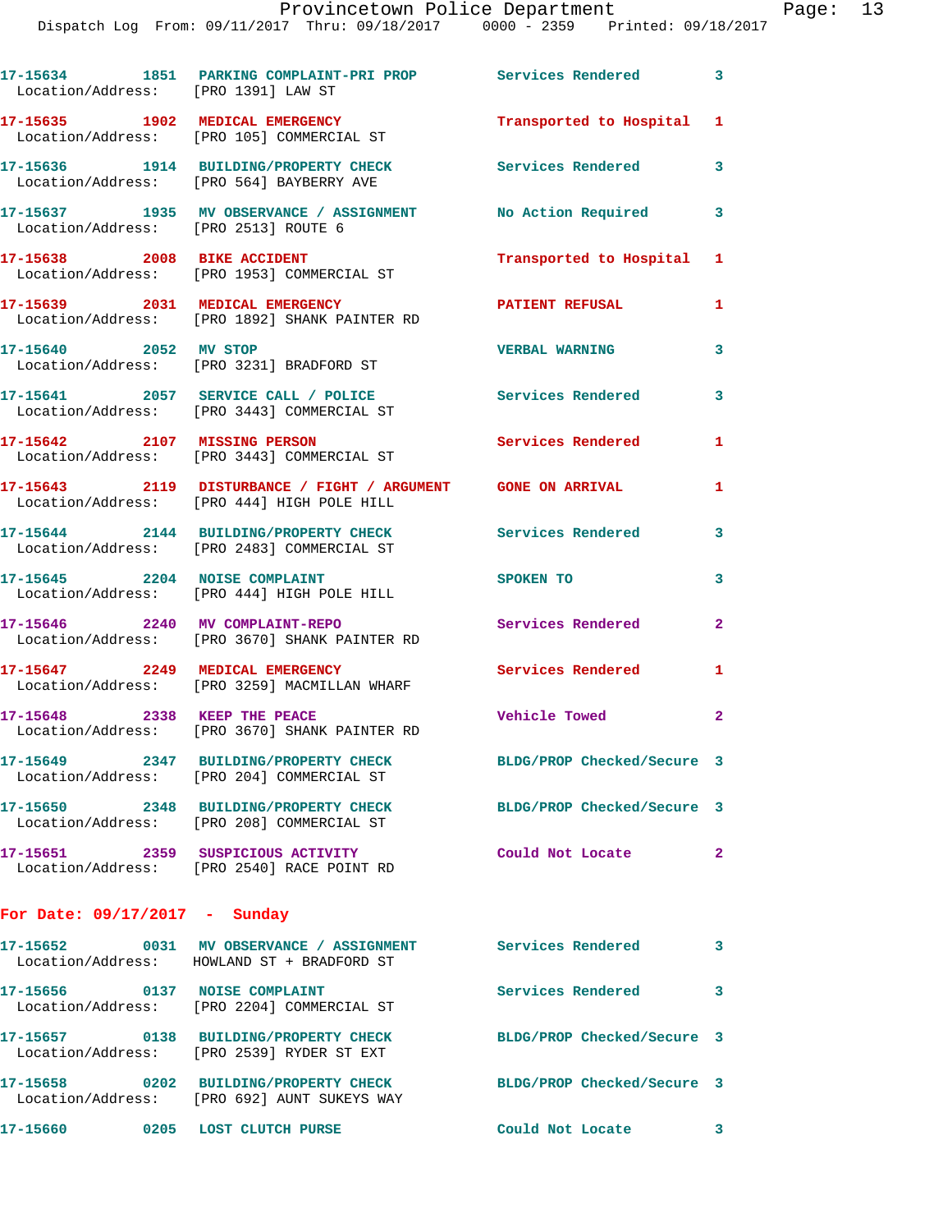17-15634 1851 PARKING COMPLAINT-PRI PROP Services Rendered 3
Location/Address: [PRO 1391] LAW ST

17-15635 1902 MEDICAL EMERGENCY Transported to Hospital 1
Location/Address: [PRO 105] COMMERCIAL ST

17-15636 1914 BUILDING/PROPERTY CHECK Services Rendered 3
Location/Address: [PRO 564] BAYBERRY AVE

17-15637 1935 MV OBSERVANCE / ASSIGNMENT No Action Required 3
Location/Address: [PRO 2513] ROUTE 6

17-15638 2008 BIKE ACCIDENT Transported to Hospital 1
Location/Address: [PRO 1953] COMMERCIAL ST

17-15639 2031 MEDICAL EMERGENCY PATIENT REFUSAL 1
Location/Address: [PRO 1892] SHANK PAINTER RD

17-15640 2052 MV STOP VERBAL WARNING 3
Location/Address: [PRO 3231] BRADFORD ST

17-15641 2057 SERVICE CALL / POLICE Services Rendered 3
Location/Address: [PRO 3443] COMMERCIAL ST

17-15642 2107 MISSING PERSON Services Rendered 1
Location/Address: [PRO 3443] COMMERCIAL ST

17-15643 2119 DISTURBANCE / FIGHT / ARGUMENT GONE ON ARRIVAL 1
Location/Address: [PRO 444] HIGH POLE HILL

17-15644 2144 BUILDING/PROPERTY CHECK Services Rendered 3
Location/Address: [PRO 2483] COMMERCIAL ST

17-15645 2204 NOISE COMPLAINT SPOKEN TO 3
Location/Address: [PRO 444] HIGH POLE HILL

17-15646 2240 MV COMPLAINT-REPO Services Rendered 2
Location/Address: [PRO 3670] SHANK PAINTER RD

17-15647 2249 MEDICAL EMERGENCY Services Rendered 1
Location/Address: [PRO 3259] MACMILLAN WHARF

17-15648 2338 KEEP THE PEACE Vehicle Towed 2
Location/Address: [PRO 3670] SHANK PAINTER RD

17-15649 2347 BUILDING/PROPERTY CHECK BLDG/PROP Checked/Secure 3
Location/Address: [PRO 204] COMMERCIAL ST

17-15650 2348 BUILDING/PROPERTY CHECK BLDG/PROP Checked/Secure 3
Location/Address: [PRO 208] COMMERCIAL ST

17-15651 2359 SUSPICIOUS ACTIVITY Could Not Locate 2
Location/Address: [PRO 2540] RACE POINT RD

## For Date: 09/17/2017 - Sunday

17-15652 0031 MV OBSERVANCE / ASSIGNMENT Services Rendered 3
Location/Address: HOWLAND ST + BRADFORD ST

17-15656 0137 NOISE COMPLAINT Services Rendered 3
Location/Address: [PRO 2204] COMMERCIAL ST

17-15657 0138 BUILDING/PROPERTY CHECK BLDG/PROP Checked/Secure 3
Location/Address: [PRO 2539] RYDER ST EXT

17-15658 0202 BUILDING/PROPERTY CHECK BLDG/PROP Checked/Secure 3
Location/Address: [PRO 692] AUNT SUKEYS WAY

17-15660 0205 LOST CLUTCH PURSE Could Not Locate 3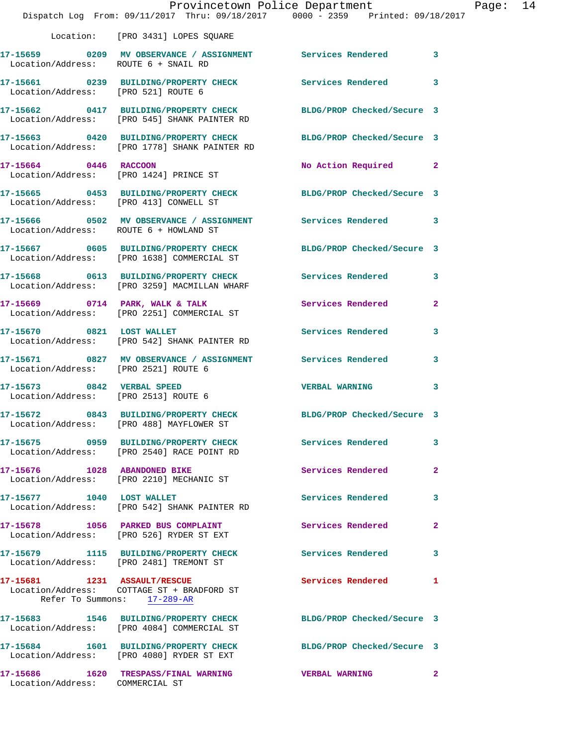Location: [PRO 3431] LOPES SQUARE

**17-15659 0209 MV OBSERVANCE / ASSIGNMENT** Services Rendered 3
Location/Address: ROUTE 6 + SNAIL RD

**17-15661 0239 BUILDING/PROPERTY CHECK** Services Rendered 3
Location/Address: [PRO 521] ROUTE 6

**17-15662 0417 BUILDING/PROPERTY CHECK** BLDG/PROP Checked/Secure 3
Location/Address: [PRO 545] SHANK PAINTER RD

**17-15663 0420 BUILDING/PROPERTY CHECK** BLDG/PROP Checked/Secure 3
Location/Address: [PRO 1778] SHANK PAINTER RD

**17-15664 0446 RACCOON** No Action Required 2
Location/Address: [PRO 1424] PRINCE ST

**17-15665 0453 BUILDING/PROPERTY CHECK** BLDG/PROP Checked/Secure 3
Location/Address: [PRO 413] CONWELL ST

**17-15666 0502 MV OBSERVANCE / ASSIGNMENT** Services Rendered 3
Location/Address: ROUTE 6 + HOWLAND ST

**17-15667 0605 BUILDING/PROPERTY CHECK** BLDG/PROP Checked/Secure 3
Location/Address: [PRO 1638] COMMERCIAL ST

**17-15668 0613 BUILDING/PROPERTY CHECK** Services Rendered 3
Location/Address: [PRO 3259] MACMILLAN WHARF

**17-15669 0714 PARK, WALK & TALK** Services Rendered 2
Location/Address: [PRO 2251] COMMERCIAL ST

**17-15670 0821 LOST WALLET** Services Rendered 3
Location/Address: [PRO 542] SHANK PAINTER RD

**17-15671 0827 MV OBSERVANCE / ASSIGNMENT** Services Rendered 3
Location/Address: [PRO 2521] ROUTE 6

**17-15673 0842 VERBAL SPEED** VERBAL WARNING 3
Location/Address: [PRO 2513] ROUTE 6

**17-15672 0843 BUILDING/PROPERTY CHECK** BLDG/PROP Checked/Secure 3
Location/Address: [PRO 488] MAYFLOWER ST

**17-15675 0959 BUILDING/PROPERTY CHECK** Services Rendered 3
Location/Address: [PRO 2540] RACE POINT RD

**17-15676 1028 ABANDONED BIKE** Services Rendered 2
Location/Address: [PRO 2210] MECHANIC ST

**17-15677 1040 LOST WALLET** Services Rendered 3
Location/Address: [PRO 542] SHANK PAINTER RD

**17-15678 1056 PARKED BUS COMPLAINT** Services Rendered 2
Location/Address: [PRO 526] RYDER ST EXT

**17-15679 1115 BUILDING/PROPERTY CHECK** Services Rendered 3
Location/Address: [PRO 2481] TREMONT ST

**17-15681 1231 ASSAULT/RESCUE** Services Rendered 1
Location/Address: COTTAGE ST + BRADFORD ST
Refer To Summons: 17-289-AR

**17-15683 1546 BUILDING/PROPERTY CHECK** BLDG/PROP Checked/Secure 3
Location/Address: [PRO 4084] COMMERCIAL ST

**17-15684 1601 BUILDING/PROPERTY CHECK** BLDG/PROP Checked/Secure 3
Location/Address: [PRO 4080] RYDER ST EXT

**17-15686 1620 TRESPASS/FINAL WARNING** VERBAL WARNING 2
Location/Address: COMMERCIAL ST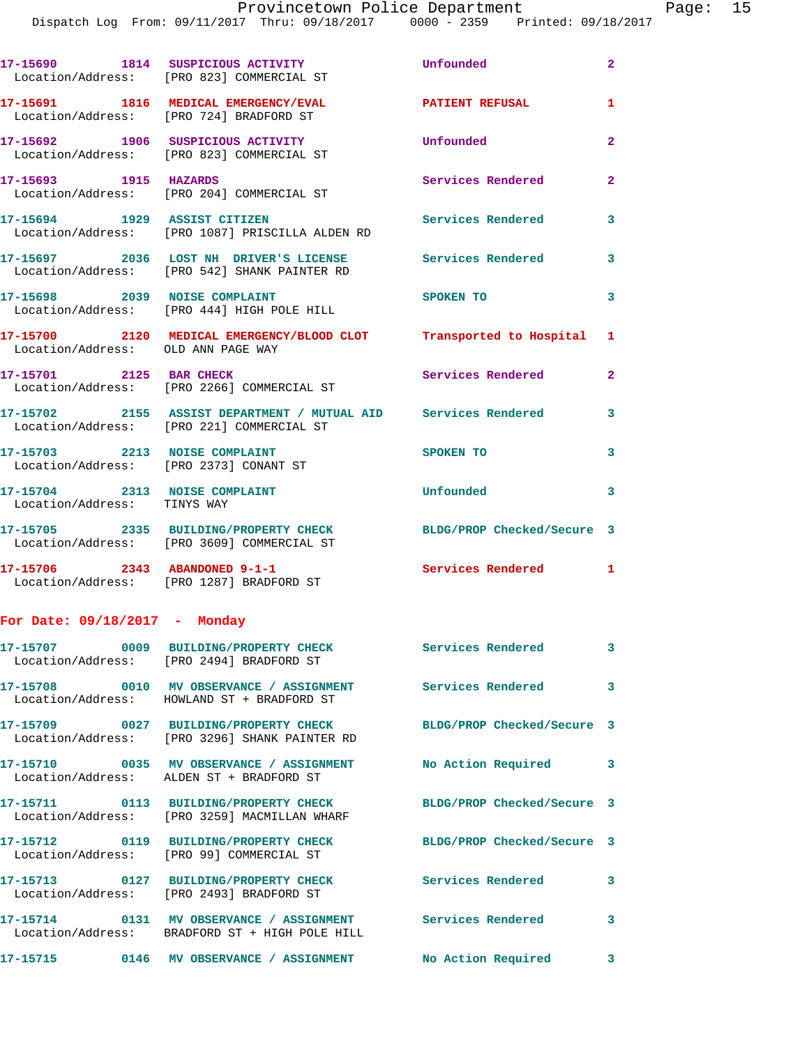17-15690 1814 SUSPICIOUS ACTIVITY Unfounded 2
Location/Address: [PRO 823] COMMERCIAL ST

17-15691 1816 MEDICAL EMERGENCY/EVAL PATIENT REFUSAL 1
Location/Address: [PRO 724] BRADFORD ST

17-15692 1906 SUSPICIOUS ACTIVITY Unfounded 2
Location/Address: [PRO 823] COMMERCIAL ST

17-15693 1915 HAZARDS Services Rendered 2
Location/Address: [PRO 204] COMMERCIAL ST

17-15694 1929 ASSIST CITIZEN Services Rendered 3
Location/Address: [PRO 1087] PRISCILLA ALDEN RD

17-15697 2036 LOST NH DRIVER'S LICENSE Services Rendered 3
Location/Address: [PRO 542] SHANK PAINTER RD

17-15698 2039 NOISE COMPLAINT SPOKEN TO 3
Location/Address: [PRO 444] HIGH POLE HILL

17-15700 2120 MEDICAL EMERGENCY/BLOOD CLOT Transported to Hospital 1
Location/Address: OLD ANN PAGE WAY

17-15701 2125 BAR CHECK Services Rendered 2
Location/Address: [PRO 2266] COMMERCIAL ST

17-15702 2155 ASSIST DEPARTMENT / MUTUAL AID Services Rendered 3
Location/Address: [PRO 221] COMMERCIAL ST

17-15703 2213 NOISE COMPLAINT SPOKEN TO 3
Location/Address: [PRO 2373] CONANT ST

17-15704 2313 NOISE COMPLAINT Unfounded 3
Location/Address: TINYS WAY

17-15705 2335 BUILDING/PROPERTY CHECK BLDG/PROP Checked/Secure 3
Location/Address: [PRO 3609] COMMERCIAL ST

17-15706 2343 ABANDONED 9-1-1 Services Rendered 1
Location/Address: [PRO 1287] BRADFORD ST

## For Date: 09/18/2017 - Monday

17-15707 0009 BUILDING/PROPERTY CHECK Services Rendered 3
Location/Address: [PRO 2494] BRADFORD ST

17-15708 0010 MV OBSERVANCE / ASSIGNMENT Services Rendered 3
Location/Address: HOWLAND ST + BRADFORD ST

17-15709 0027 BUILDING/PROPERTY CHECK BLDG/PROP Checked/Secure 3
Location/Address: [PRO 3296] SHANK PAINTER RD

17-15710 0035 MV OBSERVANCE / ASSIGNMENT No Action Required 3
Location/Address: ALDEN ST + BRADFORD ST

17-15711 0113 BUILDING/PROPERTY CHECK BLDG/PROP Checked/Secure 3
Location/Address: [PRO 3259] MACMILLAN WHARF

17-15712 0119 BUILDING/PROPERTY CHECK BLDG/PROP Checked/Secure 3
Location/Address: [PRO 99] COMMERCIAL ST

17-15713 0127 BUILDING/PROPERTY CHECK Services Rendered 3
Location/Address: [PRO 2493] BRADFORD ST

17-15714 0131 MV OBSERVANCE / ASSIGNMENT Services Rendered 3
Location/Address: BRADFORD ST + HIGH POLE HILL

17-15715 0146 MV OBSERVANCE / ASSIGNMENT No Action Required 3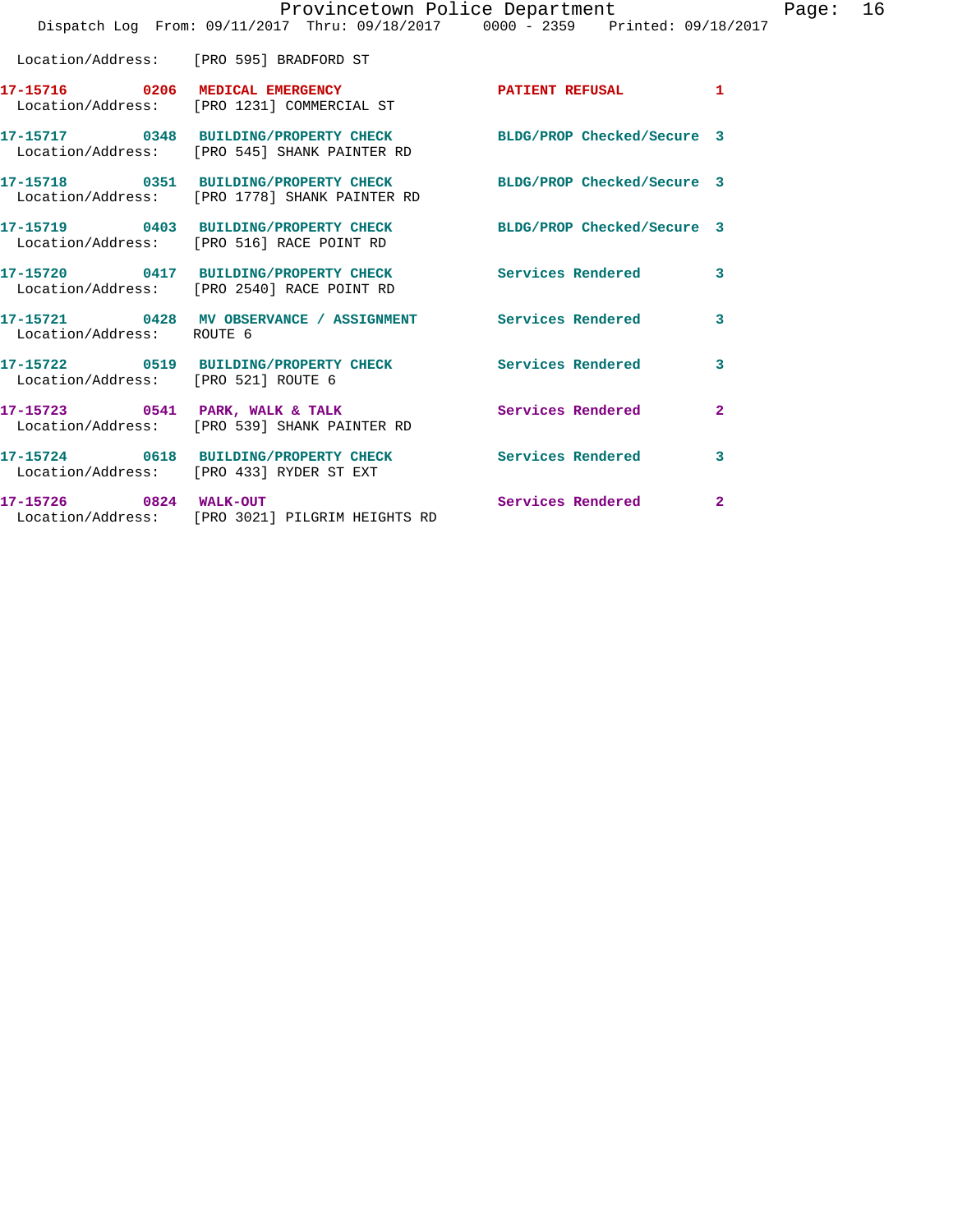Location/Address: [PRO 595] BRADFORD ST

**17-15716 0206 MEDICAL EMERGENCY** PATIENT REFUSAL 1
Location/Address: [PRO 1231] COMMERCIAL ST

**17-15717 0348 BUILDING/PROPERTY CHECK** BLDG/PROP Checked/Secure 3
Location/Address: [PRO 545] SHANK PAINTER RD

**17-15718 0351 BUILDING/PROPERTY CHECK** BLDG/PROP Checked/Secure 3
Location/Address: [PRO 1778] SHANK PAINTER RD

**17-15719 0403 BUILDING/PROPERTY CHECK** BLDG/PROP Checked/Secure 3
Location/Address: [PRO 516] RACE POINT RD

**17-15720 0417 BUILDING/PROPERTY CHECK** Services Rendered 3
Location/Address: [PRO 2540] RACE POINT RD

**17-15721 0428 MV OBSERVANCE / ASSIGNMENT** Services Rendered 3
Location/Address: ROUTE 6

**17-15722 0519 BUILDING/PROPERTY CHECK** Services Rendered 3
Location/Address: [PRO 521] ROUTE 6

**17-15723 0541 PARK, WALK & TALK** Services Rendered 2
Location/Address: [PRO 539] SHANK PAINTER RD

**17-15724 0618 BUILDING/PROPERTY CHECK** Services Rendered 3
Location/Address: [PRO 433] RYDER ST EXT

**17-15726 0824 WALK-OUT** Services Rendered 2
Location/Address: [PRO 3021] PILGRIM HEIGHTS RD